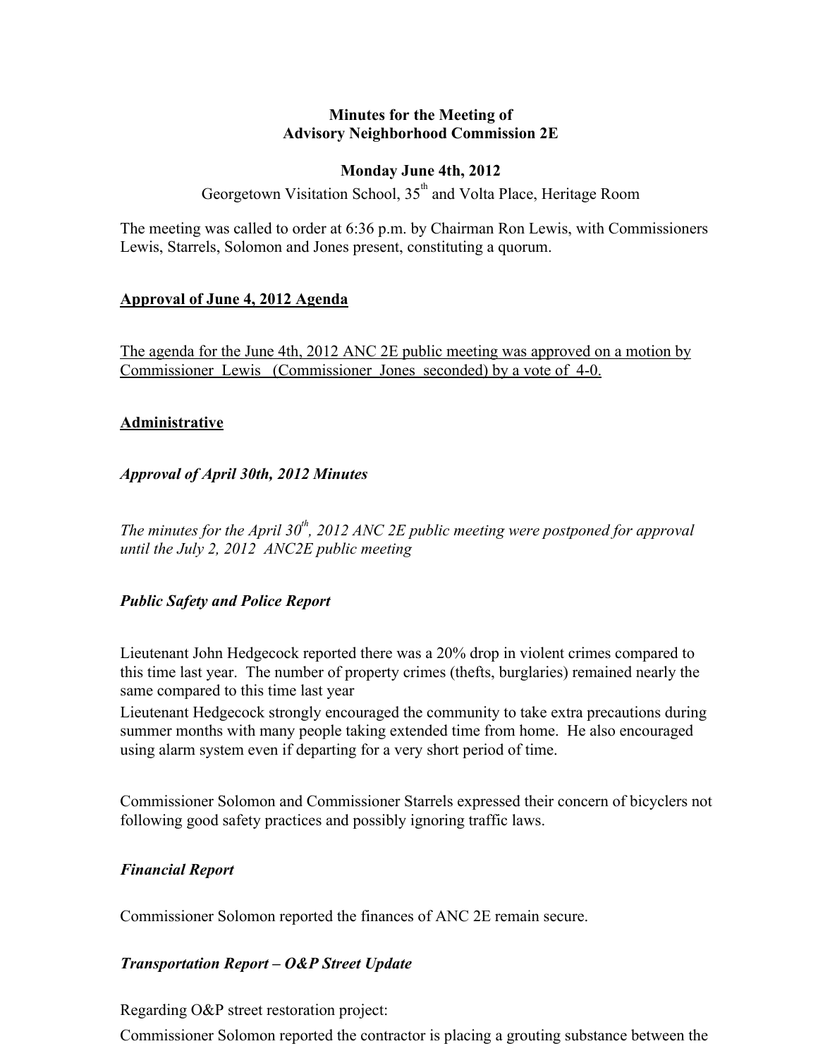**Minutes for the Meeting of**
**Advisory Neighborhood Commission 2E**

**Monday June 4th, 2012**

Georgetown Visitation School, 35th and Volta Place, Heritage Room

The meeting was called to order at 6:36 p.m. by Chairman Ron Lewis, with Commissioners Lewis, Starrels, Solomon and Jones present, constituting a quorum.

## Approval of June 4, 2012 Agenda

The agenda for the June 4th, 2012 ANC 2E public meeting was approved on a motion by Commissioner Lewis (Commissioner Jones seconded) by a vote of 4-0.

## Administrative

### *Approval of April 30th, 2012 Minutes*

*The minutes for the April 30th, 2012 ANC 2E public meeting were postponed for approval until the July 2, 2012 ANC2E public meeting*

### *Public Safety and Police Report*

Lieutenant John Hedgecock reported there was a 20% drop in violent crimes compared to this time last year. The number of property crimes (thefts, burglaries) remained nearly the same compared to this time last year

Lieutenant Hedgecock strongly encouraged the community to take extra precautions during summer months with many people taking extended time from home. He also encouraged using alarm system even if departing for a very short period of time.

Commissioner Solomon and Commissioner Starrels expressed their concern of bicyclers not following good safety practices and possibly ignoring traffic laws.

### *Financial Report*

Commissioner Solomon reported the finances of ANC 2E remain secure.

### *Transportation Report – O&P Street Update*

Regarding O&P street restoration project:

Commissioner Solomon reported the contractor is placing a grouting substance between the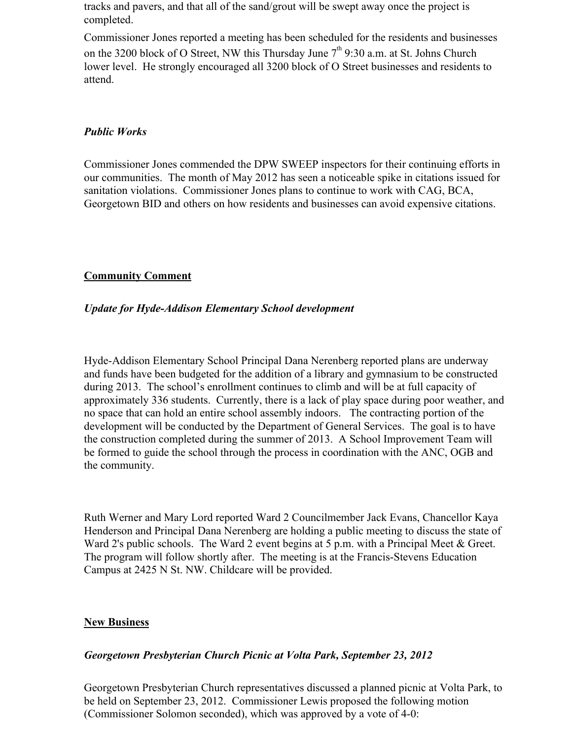tracks and pavers, and that all of the sand/grout will be swept away once the project is completed.

Commissioner Jones reported a meeting has been scheduled for the residents and businesses on the 3200 block of O Street, NW this Thursday June 7th 9:30 a.m. at St. Johns Church lower level. He strongly encouraged all 3200 block of O Street businesses and residents to attend.

***Public Works***

Commissioner Jones commended the DPW SWEEP inspectors for their continuing efforts in our communities. The month of May 2012 has seen a noticeable spike in citations issued for sanitation violations. Commissioner Jones plans to continue to work with CAG, BCA, Georgetown BID and others on how residents and businesses can avoid expensive citations.

## Community Comment

***Update for Hyde-Addison Elementary School development***

Hyde-Addison Elementary School Principal Dana Nerenberg reported plans are underway and funds have been budgeted for the addition of a library and gymnasium to be constructed during 2013. The school's enrollment continues to climb and will be at full capacity of approximately 336 students. Currently, there is a lack of play space during poor weather, and no space that can hold an entire school assembly indoors. The contracting portion of the development will be conducted by the Department of General Services. The goal is to have the construction completed during the summer of 2013. A School Improvement Team will be formed to guide the school through the process in coordination with the ANC, OGB and the community.

Ruth Werner and Mary Lord reported Ward 2 Councilmember Jack Evans, Chancellor Kaya Henderson and Principal Dana Nerenberg are holding a public meeting to discuss the state of Ward 2's public schools. The Ward 2 event begins at 5 p.m. with a Principal Meet & Greet. The program will follow shortly after. The meeting is at the Francis-Stevens Education Campus at 2425 N St. NW. Childcare will be provided.

## New Business

***Georgetown Presbyterian Church Picnic at Volta Park, September 23, 2012***

Georgetown Presbyterian Church representatives discussed a planned picnic at Volta Park, to be held on September 23, 2012. Commissioner Lewis proposed the following motion (Commissioner Solomon seconded), which was approved by a vote of 4-0: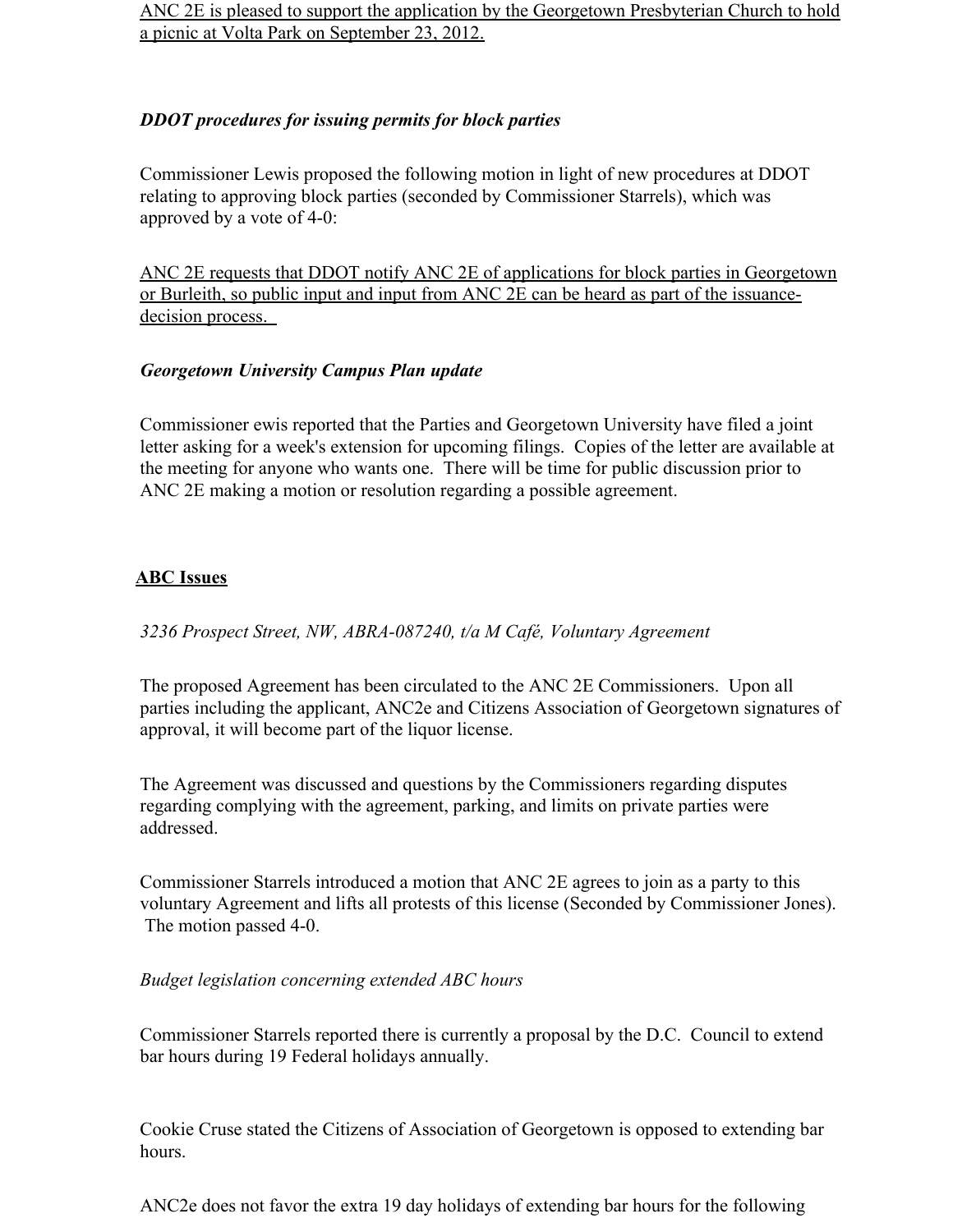ANC 2E is pleased to support the application by the Georgetown Presbyterian Church to hold a picnic at Volta Park on September 23, 2012.

***DDOT procedures for issuing permits for block parties***

Commissioner Lewis proposed the following motion in light of new procedures at DDOT relating to approving block parties (seconded by Commissioner Starrels), which was approved by a vote of 4-0:

ANC 2E requests that DDOT notify ANC 2E of applications for block parties in Georgetown or Burleith, so public input and input from ANC 2E can be heard as part of the issuance-decision process.

***Georgetown University Campus Plan update***

Commissioner ewis reported that the Parties and Georgetown University have filed a joint letter asking for a week's extension for upcoming filings. Copies of the letter are available at the meeting for anyone who wants one. There will be time for public discussion prior to ANC 2E making a motion or resolution regarding a possible agreement.

**ABC Issues**

*3236 Prospect Street, NW, ABRA-087240, t/a M Café, Voluntary Agreement*

The proposed Agreement has been circulated to the ANC 2E Commissioners. Upon all parties including the applicant, ANC2e and Citizens Association of Georgetown signatures of approval, it will become part of the liquor license.

The Agreement was discussed and questions by the Commissioners regarding disputes regarding complying with the agreement, parking, and limits on private parties were addressed.

Commissioner Starrels introduced a motion that ANC 2E agrees to join as a party to this voluntary Agreement and lifts all protests of this license (Seconded by Commissioner Jones). The motion passed 4-0.

*Budget legislation concerning extended ABC hours*

Commissioner Starrels reported there is currently a proposal by the D.C. Council to extend bar hours during 19 Federal holidays annually.

Cookie Cruse stated the Citizens of Association of Georgetown is opposed to extending bar hours.

ANC2e does not favor the extra 19 day holidays of extending bar hours for the following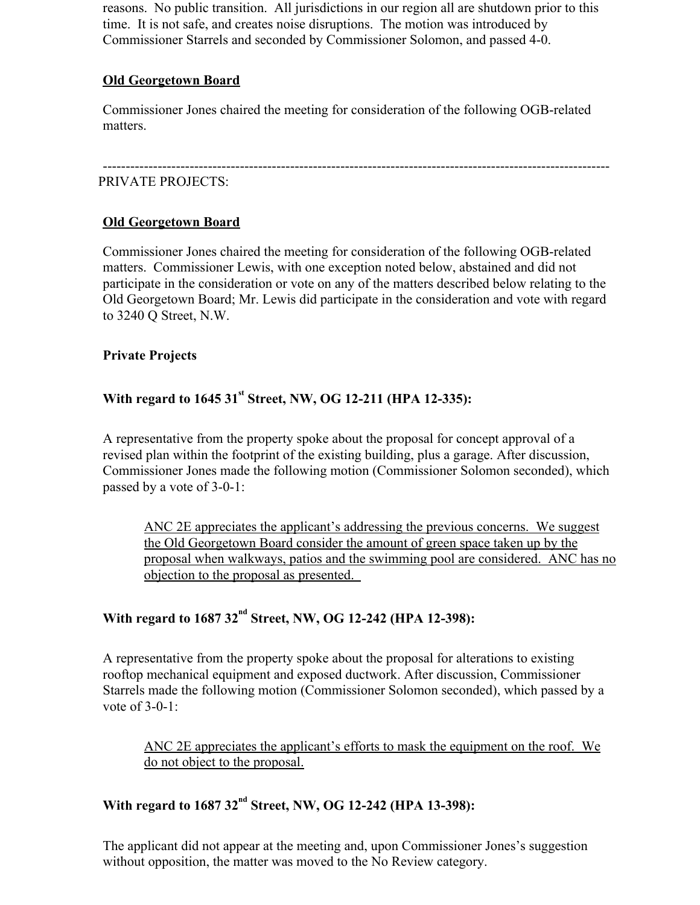reasons. No public transition. All jurisdictions in our region all are shutdown prior to this time. It is not safe, and creates noise disruptions. The motion was introduced by Commissioner Starrels and seconded by Commissioner Solomon, and passed 4-0.

**Old Georgetown Board**

Commissioner Jones chaired the meeting for consideration of the following OGB-related matters.

---

PRIVATE PROJECTS:

**Old Georgetown Board**

Commissioner Jones chaired the meeting for consideration of the following OGB-related matters. Commissioner Lewis, with one exception noted below, abstained and did not participate in the consideration or vote on any of the matters described below relating to the Old Georgetown Board; Mr. Lewis did participate in the consideration and vote with regard to 3240 Q Street, N.W.

**Private Projects**

**With regard to 1645 31st Street, NW, OG 12-211 (HPA 12-335):**

A representative from the property spoke about the proposal for concept approval of a revised plan within the footprint of the existing building, plus a garage. After discussion, Commissioner Jones made the following motion (Commissioner Solomon seconded), which passed by a vote of 3-0-1:

> ANC 2E appreciates the applicant's addressing the previous concerns. We suggest the Old Georgetown Board consider the amount of green space taken up by the proposal when walkways, patios and the swimming pool are considered. ANC has no objection to the proposal as presented.

**With regard to 1687 32nd Street, NW, OG 12-242 (HPA 12-398):**

A representative from the property spoke about the proposal for alterations to existing rooftop mechanical equipment and exposed ductwork. After discussion, Commissioner Starrels made the following motion (Commissioner Solomon seconded), which passed by a vote of 3-0-1:

> ANC 2E appreciates the applicant's efforts to mask the equipment on the roof. We do not object to the proposal.

**With regard to 1687 32nd Street, NW, OG 12-242 (HPA 13-398):**

The applicant did not appear at the meeting and, upon Commissioner Jones's suggestion without opposition, the matter was moved to the No Review category.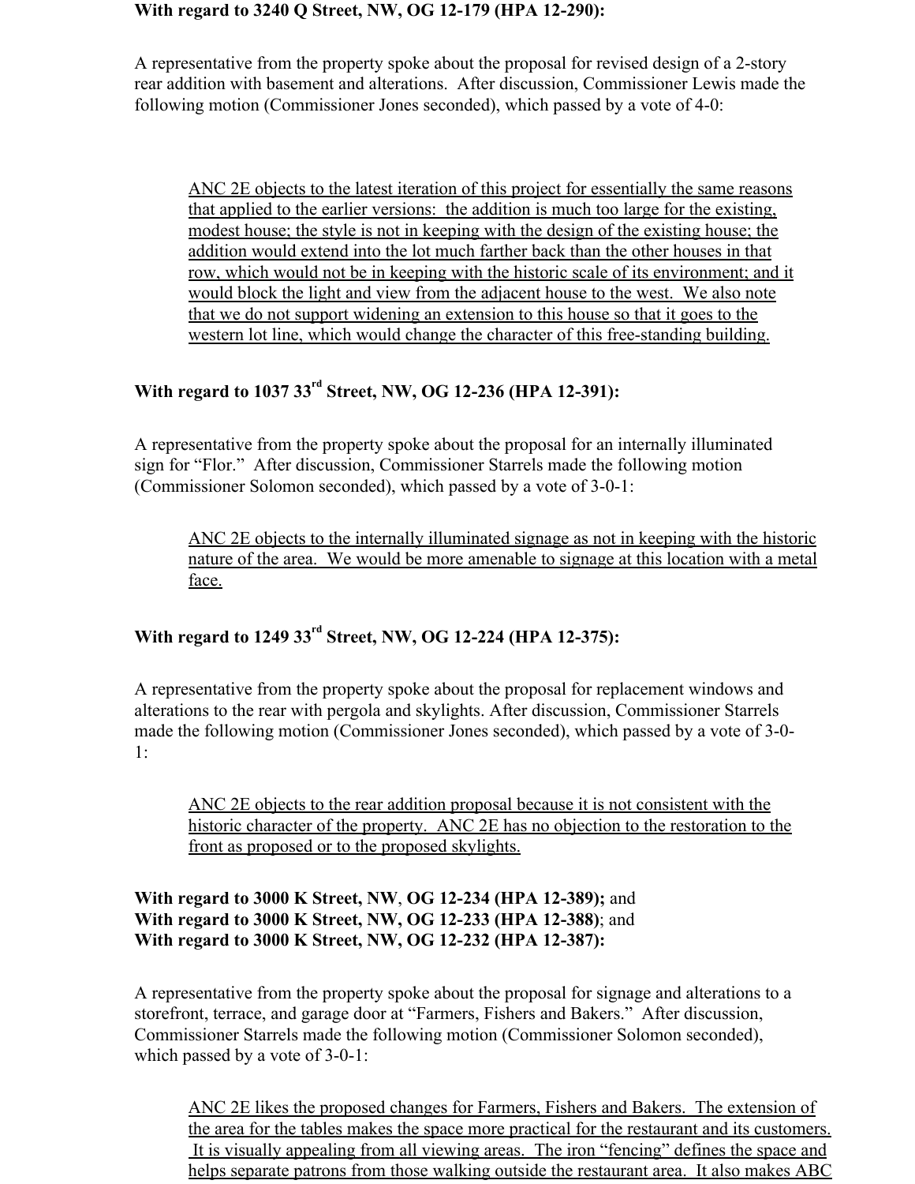**With regard to 3240 Q Street, NW, OG 12-179 (HPA 12-290):**

A representative from the property spoke about the proposal for revised design of a 2-story rear addition with basement and alterations. After discussion, Commissioner Lewis made the following motion (Commissioner Jones seconded), which passed by a vote of 4-0:

> <u>ANC 2E objects to the latest iteration of this project for essentially the same reasons that applied to the earlier versions: the addition is much too large for the existing, modest house; the style is not in keeping with the design of the existing house; the addition would extend into the lot much farther back than the other houses in that row, which would not be in keeping with the historic scale of its environment; and it would block the light and view from the adjacent house to the west. We also note that we do not support widening an extension to this house so that it goes to the western lot line, which would change the character of this free-standing building.</u>

**With regard to 1037 33rd Street, NW, OG 12-236 (HPA 12-391):**

A representative from the property spoke about the proposal for an internally illuminated sign for "Flor." After discussion, Commissioner Starrels made the following motion (Commissioner Solomon seconded), which passed by a vote of 3-0-1:

> <u>ANC 2E objects to the internally illuminated signage as not in keeping with the historic nature of the area. We would be more amenable to signage at this location with a metal face.</u>

**With regard to 1249 33rd Street, NW, OG 12-224 (HPA 12-375):**

A representative from the property spoke about the proposal for replacement windows and alterations to the rear with pergola and skylights. After discussion, Commissioner Starrels made the following motion (Commissioner Jones seconded), which passed by a vote of 3-0-1:

> <u>ANC 2E objects to the rear addition proposal because it is not consistent with the historic character of the property. ANC 2E has no objection to the restoration to the front as proposed or to the proposed skylights.</u>

**With regard to 3000 K Street, NW, OG 12-234 (HPA 12-389);** and
**With regard to 3000 K Street, NW, OG 12-233 (HPA 12-388)**; and
**With regard to 3000 K Street, NW, OG 12-232 (HPA 12-387):**

A representative from the property spoke about the proposal for signage and alterations to a storefront, terrace, and garage door at "Farmers, Fishers and Bakers." After discussion, Commissioner Starrels made the following motion (Commissioner Solomon seconded), which passed by a vote of 3-0-1:

> <u>ANC 2E likes the proposed changes for Farmers, Fishers and Bakers. The extension of the area for the tables makes the space more practical for the restaurant and its customers. It is visually appealing from all viewing areas. The iron "fencing" defines the space and helps separate patrons from those walking outside the restaurant area. It also makes ABC</u>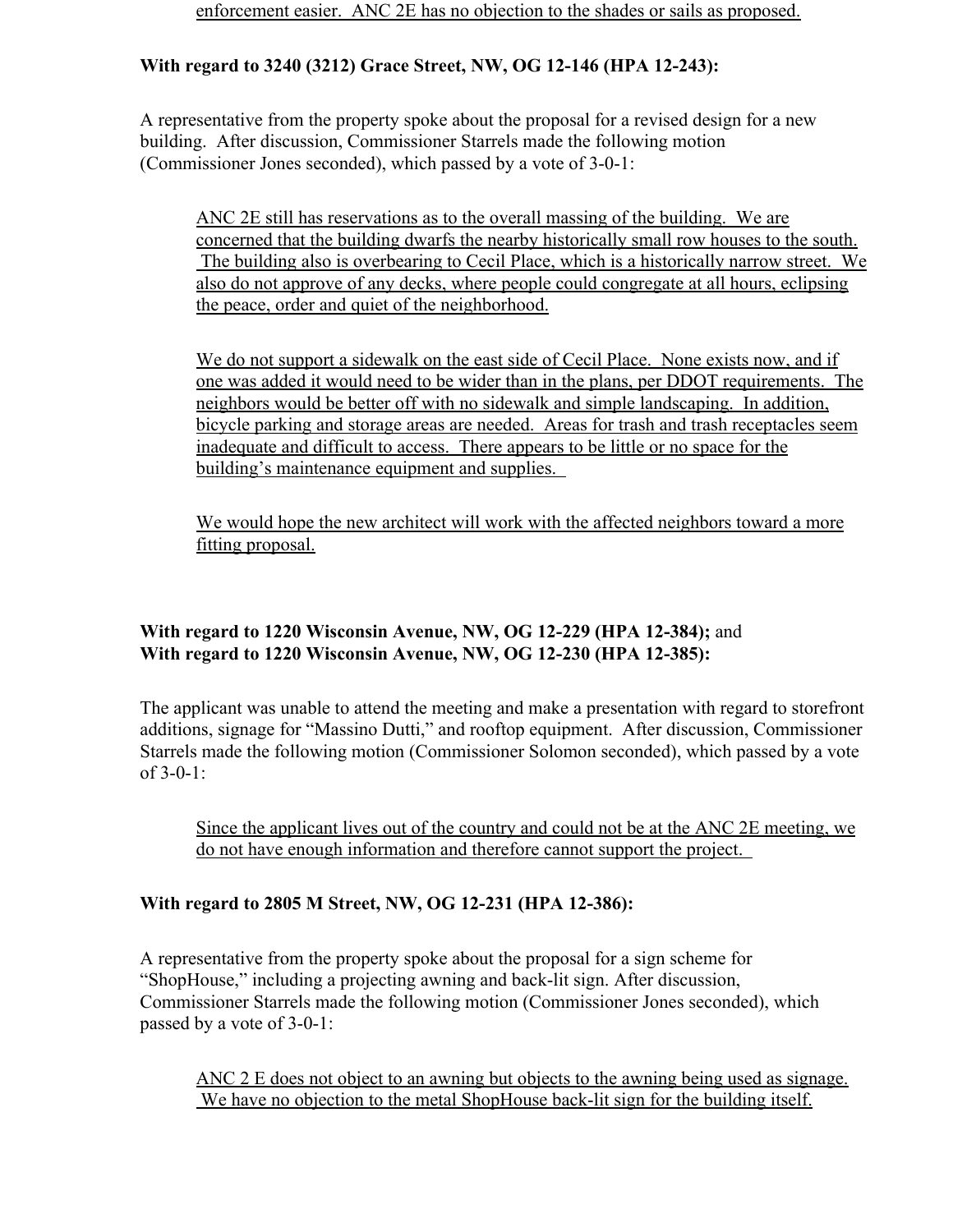enforcement easier. ANC 2E has no objection to the shades or sails as proposed.

**With regard to 3240 (3212) Grace Street, NW, OG 12-146 (HPA 12-243):**

A representative from the property spoke about the proposal for a revised design for a new building. After discussion, Commissioner Starrels made the following motion (Commissioner Jones seconded), which passed by a vote of 3-0-1:

> ANC 2E still has reservations as to the overall massing of the building. We are concerned that the building dwarfs the nearby historically small row houses to the south. The building also is overbearing to Cecil Place, which is a historically narrow street. We also do not approve of any decks, where people could congregate at all hours, eclipsing the peace, order and quiet of the neighborhood.
>
> We do not support a sidewalk on the east side of Cecil Place. None exists now, and if one was added it would need to be wider than in the plans, per DDOT requirements. The neighbors would be better off with no sidewalk and simple landscaping. In addition, bicycle parking and storage areas are needed. Areas for trash and trash receptacles seem inadequate and difficult to access. There appears to be little or no space for the building's maintenance equipment and supplies.
>
> We would hope the new architect will work with the affected neighbors toward a more fitting proposal.

**With regard to 1220 Wisconsin Avenue, NW, OG 12-229 (HPA 12-384);** and
**With regard to 1220 Wisconsin Avenue, NW, OG 12-230 (HPA 12-385):**

The applicant was unable to attend the meeting and make a presentation with regard to storefront additions, signage for "Massino Dutti," and rooftop equipment. After discussion, Commissioner Starrels made the following motion (Commissioner Solomon seconded), which passed by a vote of 3-0-1:

> Since the applicant lives out of the country and could not be at the ANC 2E meeting, we do not have enough information and therefore cannot support the project.

**With regard to 2805 M Street, NW, OG 12-231 (HPA 12-386):**

A representative from the property spoke about the proposal for a sign scheme for "ShopHouse," including a projecting awning and back-lit sign. After discussion, Commissioner Starrels made the following motion (Commissioner Jones seconded), which passed by a vote of 3-0-1:

> ANC 2 E does not object to an awning but objects to the awning being used as signage. We have no objection to the metal ShopHouse back-lit sign for the building itself.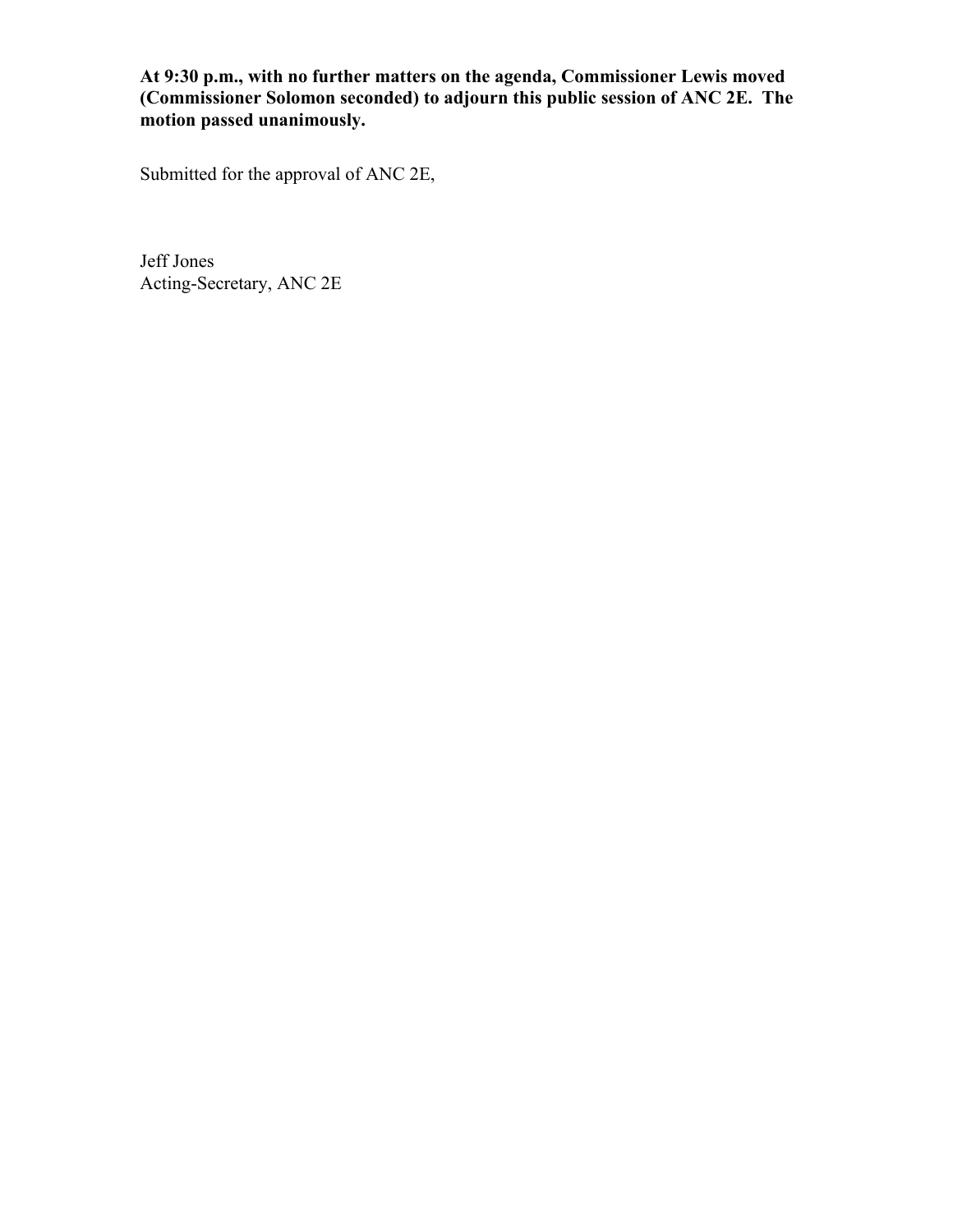**At 9:30 p.m., with no further matters on the agenda, Commissioner Lewis moved (Commissioner Solomon seconded) to adjourn this public session of ANC 2E. The motion passed unanimously.**

Submitted for the approval of ANC 2E,

Jeff Jones
Acting-Secretary, ANC 2E